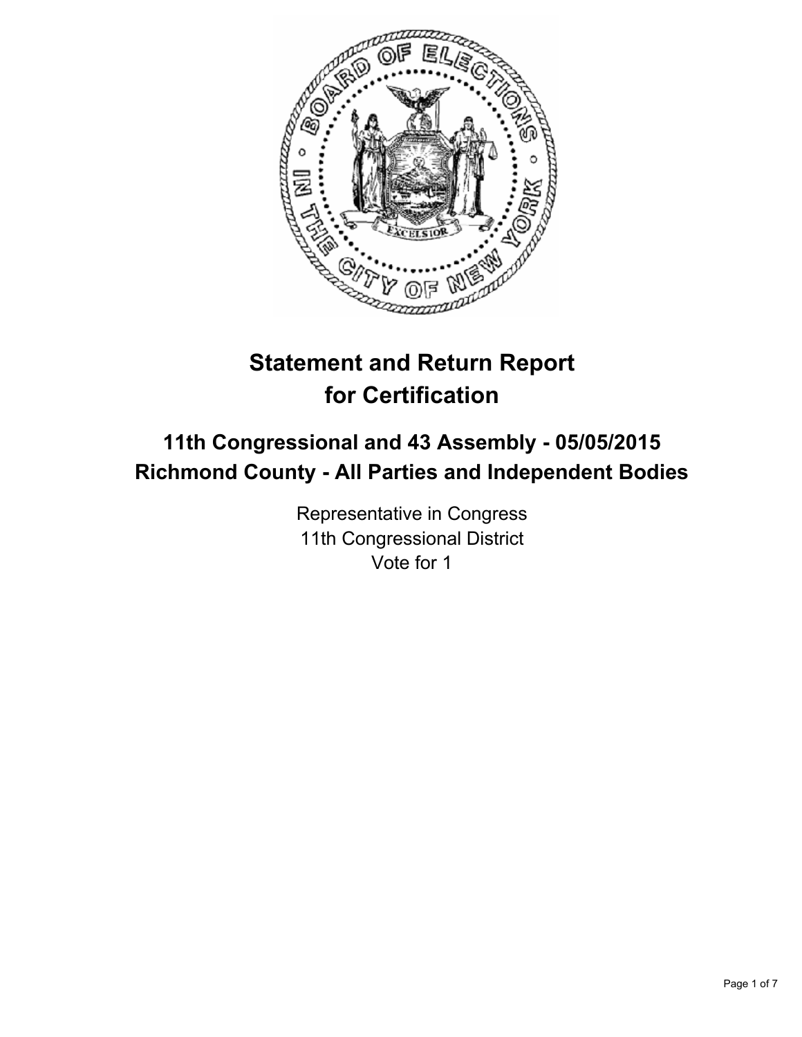# Statement and Return Report for Certification

## 11th Congressional and 43 Assembly - 05/05/2015
## Richmond County - All Parties and Independent Bodies

Representative in Congress
11th Congressional District
Vote for 1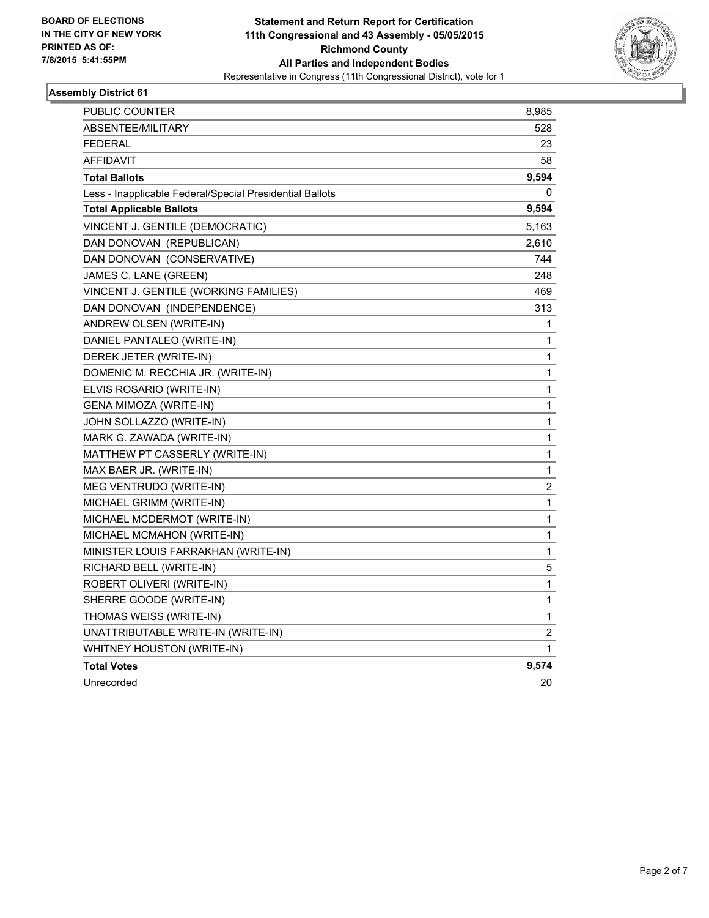**BOARD OF ELECTIONS IN THE CITY OF NEW YORK**
**PRINTED AS OF: 7/8/2015 5:41:55PM**

**Statement and Return Report for Certification**
**11th Congressional and 43 Assembly - 05/05/2015**
**Richmond County**
**All Parties and Independent Bodies**
Representative in Congress (11th Congressional District), vote for 1

### Assembly District 61

| | |
|---|---|
| PUBLIC COUNTER | 8,985 |
| ABSENTEE/MILITARY | 528 |
| FEDERAL | 23 |
| AFFIDAVIT | 58 |
| **Total Ballots** | **9,594** |
| Less - Inapplicable Federal/Special Presidential Ballots | 0 |
| **Total Applicable Ballots** | **9,594** |
| VINCENT J. GENTILE (DEMOCRATIC) | 5,163 |
| DAN DONOVAN (REPUBLICAN) | 2,610 |
| DAN DONOVAN (CONSERVATIVE) | 744 |
| JAMES C. LANE (GREEN) | 248 |
| VINCENT J. GENTILE (WORKING FAMILIES) | 469 |
| DAN DONOVAN (INDEPENDENCE) | 313 |
| ANDREW OLSEN (WRITE-IN) | 1 |
| DANIEL PANTALEO (WRITE-IN) | 1 |
| DEREK JETER (WRITE-IN) | 1 |
| DOMENIC M. RECCHIA JR. (WRITE-IN) | 1 |
| ELVIS ROSARIO (WRITE-IN) | 1 |
| GENA MIMOZA (WRITE-IN) | 1 |
| JOHN SOLLAZZO (WRITE-IN) | 1 |
| MARK G. ZAWADA (WRITE-IN) | 1 |
| MATTHEW PT CASSERLY (WRITE-IN) | 1 |
| MAX BAER JR. (WRITE-IN) | 1 |
| MEG VENTRUDO (WRITE-IN) | 2 |
| MICHAEL GRIMM (WRITE-IN) | 1 |
| MICHAEL MCDERMOT (WRITE-IN) | 1 |
| MICHAEL MCMAHON (WRITE-IN) | 1 |
| MINISTER LOUIS FARRAKHAN (WRITE-IN) | 1 |
| RICHARD BELL (WRITE-IN) | 5 |
| ROBERT OLIVERI (WRITE-IN) | 1 |
| SHERRE GOODE (WRITE-IN) | 1 |
| THOMAS WEISS (WRITE-IN) | 1 |
| UNATTRIBUTABLE WRITE-IN (WRITE-IN) | 2 |
| WHITNEY HOUSTON (WRITE-IN) | 1 |
| **Total Votes** | **9,574** |
| Unrecorded | 20 |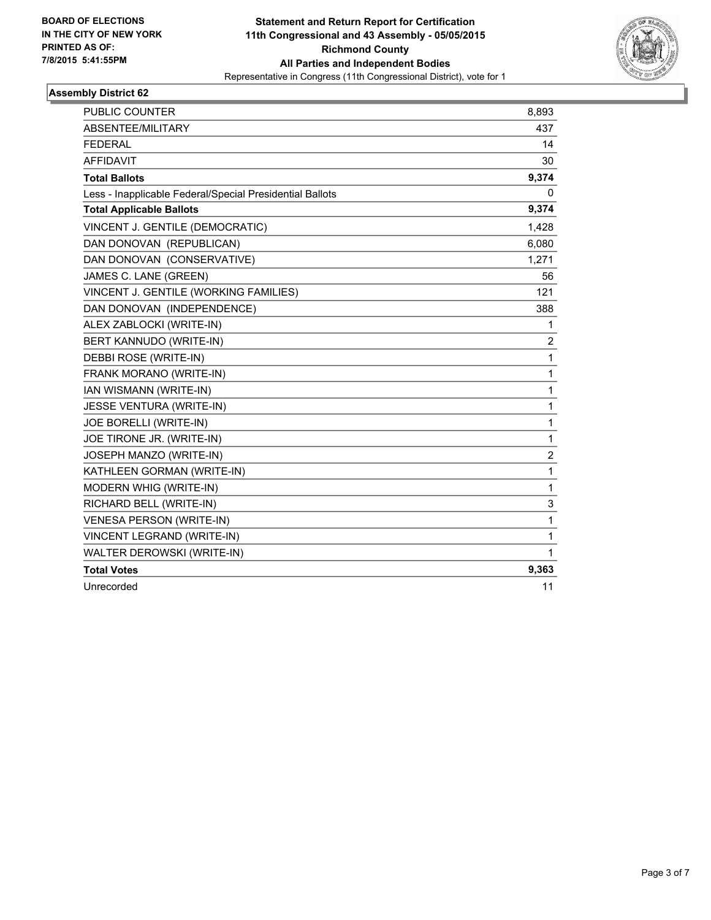**BOARD OF ELECTIONS IN THE CITY OF NEW YORK PRINTED AS OF: 7/8/2015 5:41:55PM**

**Statement and Return Report for Certification**
**11th Congressional and 43 Assembly - 05/05/2015**
**Richmond County**
**All Parties and Independent Bodies**
Representative in Congress (11th Congressional District), vote for 1

## Assembly District 62

| | |
|---|---|
| PUBLIC COUNTER | 8,893 |
| ABSENTEE/MILITARY | 437 |
| FEDERAL | 14 |
| AFFIDAVIT | 30 |
| **Total Ballots** | **9,374** |
| Less - Inapplicable Federal/Special Presidential Ballots | 0 |
| **Total Applicable Ballots** | **9,374** |
| VINCENT J. GENTILE (DEMOCRATIC) | 1,428 |
| DAN DONOVAN (REPUBLICAN) | 6,080 |
| DAN DONOVAN (CONSERVATIVE) | 1,271 |
| JAMES C. LANE (GREEN) | 56 |
| VINCENT J. GENTILE (WORKING FAMILIES) | 121 |
| DAN DONOVAN (INDEPENDENCE) | 388 |
| ALEX ZABLOCKI (WRITE-IN) | 1 |
| BERT KANNUDO (WRITE-IN) | 2 |
| DEBBI ROSE (WRITE-IN) | 1 |
| FRANK MORANO (WRITE-IN) | 1 |
| IAN WISMANN (WRITE-IN) | 1 |
| JESSE VENTURA (WRITE-IN) | 1 |
| JOE BORELLI (WRITE-IN) | 1 |
| JOE TIRONE JR. (WRITE-IN) | 1 |
| JOSEPH MANZO (WRITE-IN) | 2 |
| KATHLEEN GORMAN (WRITE-IN) | 1 |
| MODERN WHIG (WRITE-IN) | 1 |
| RICHARD BELL (WRITE-IN) | 3 |
| VENESA PERSON (WRITE-IN) | 1 |
| VINCENT LEGRAND (WRITE-IN) | 1 |
| WALTER DEROWSKI (WRITE-IN) | 1 |
| **Total Votes** | **9,363** |
| Unrecorded | 11 |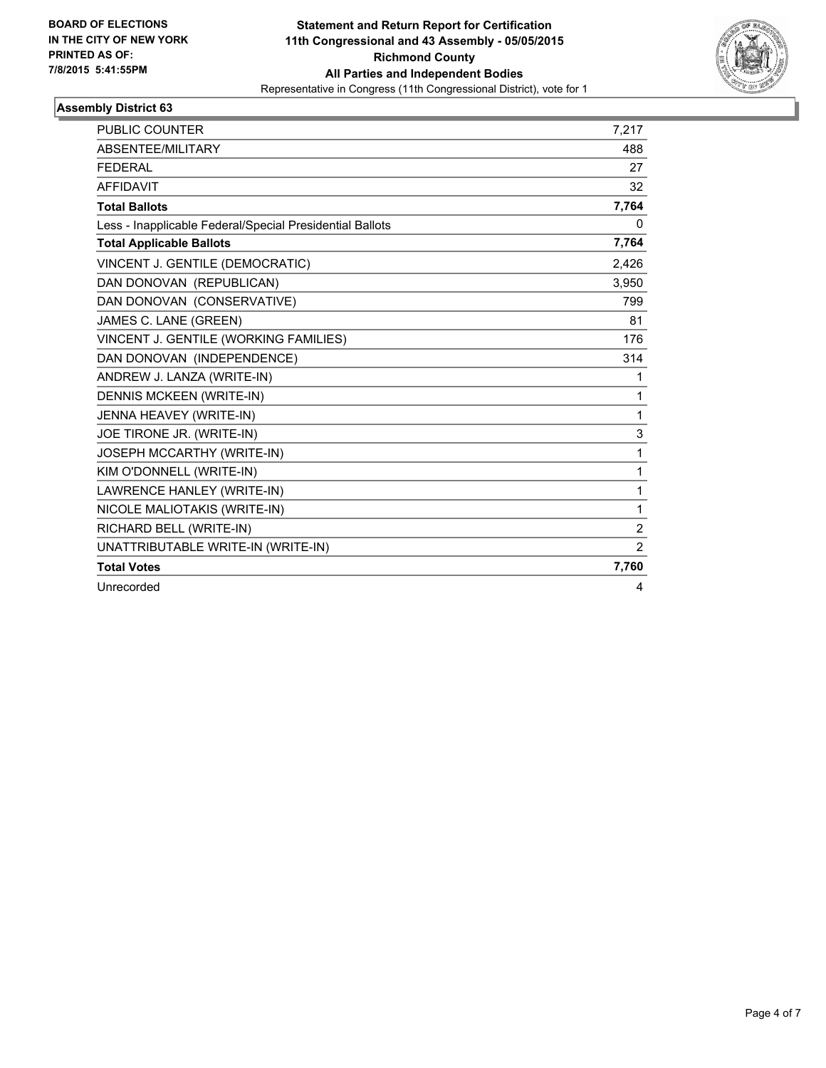BOARD OF ELECTIONS
IN THE CITY OF NEW YORK
PRINTED AS OF:
7/8/2015 5:41:55PM

**Statement and Return Report for Certification**
**11th Congressional and 43 Assembly - 05/05/2015**
**Richmond County**
**All Parties and Independent Bodies**
Representative in Congress (11th Congressional District), vote for 1

### Assembly District 63

| | |
|---|---|
| PUBLIC COUNTER | 7,217 |
| ABSENTEE/MILITARY | 488 |
| FEDERAL | 27 |
| AFFIDAVIT | 32 |
| **Total Ballots** | **7,764** |
| Less - Inapplicable Federal/Special Presidential Ballots | 0 |
| **Total Applicable Ballots** | **7,764** |
| VINCENT J. GENTILE (DEMOCRATIC) | 2,426 |
| DAN DONOVAN (REPUBLICAN) | 3,950 |
| DAN DONOVAN (CONSERVATIVE) | 799 |
| JAMES C. LANE (GREEN) | 81 |
| VINCENT J. GENTILE (WORKING FAMILIES) | 176 |
| DAN DONOVAN (INDEPENDENCE) | 314 |
| ANDREW J. LANZA (WRITE-IN) | 1 |
| DENNIS MCKEEN (WRITE-IN) | 1 |
| JENNA HEAVEY (WRITE-IN) | 1 |
| JOE TIRONE JR. (WRITE-IN) | 3 |
| JOSEPH MCCARTHY (WRITE-IN) | 1 |
| KIM O'DONNELL (WRITE-IN) | 1 |
| LAWRENCE HANLEY (WRITE-IN) | 1 |
| NICOLE MALIOTAKIS (WRITE-IN) | 1 |
| RICHARD BELL (WRITE-IN) | 2 |
| UNATTRIBUTABLE WRITE-IN (WRITE-IN) | 2 |
| **Total Votes** | **7,760** |
| Unrecorded | 4 |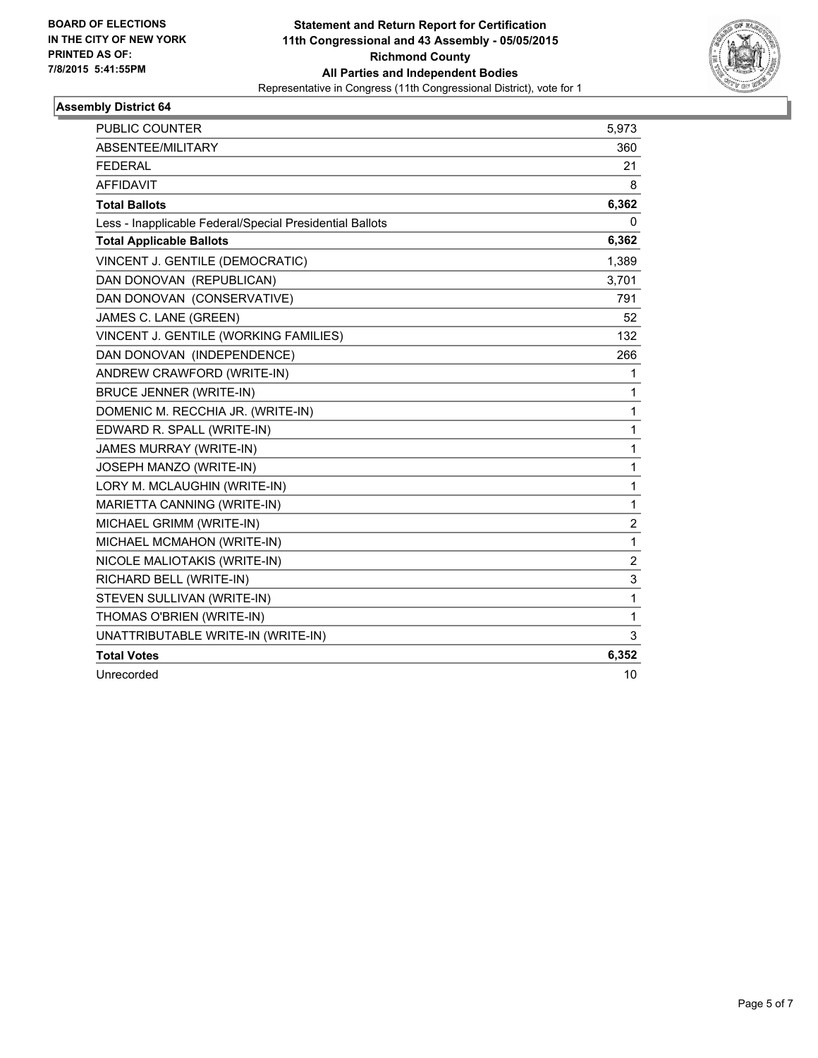**BOARD OF ELECTIONS IN THE CITY OF NEW YORK PRINTED AS OF: 7/8/2015 5:41:55PM**

**Statement and Return Report for Certification**
**11th Congressional and 43 Assembly - 05/05/2015**
**Richmond County**
**All Parties and Independent Bodies**
Representative in Congress (11th Congressional District), vote for 1

**Assembly District 64**

| | |
|---|---|
| PUBLIC COUNTER | 5,973 |
| ABSENTEE/MILITARY | 360 |
| FEDERAL | 21 |
| AFFIDAVIT | 8 |
| **Total Ballots** | **6,362** |
| Less - Inapplicable Federal/Special Presidential Ballots | 0 |
| **Total Applicable Ballots** | **6,362** |
| VINCENT J. GENTILE (DEMOCRATIC) | 1,389 |
| DAN DONOVAN (REPUBLICAN) | 3,701 |
| DAN DONOVAN (CONSERVATIVE) | 791 |
| JAMES C. LANE (GREEN) | 52 |
| VINCENT J. GENTILE (WORKING FAMILIES) | 132 |
| DAN DONOVAN (INDEPENDENCE) | 266 |
| ANDREW CRAWFORD (WRITE-IN) | 1 |
| BRUCE JENNER (WRITE-IN) | 1 |
| DOMENIC M. RECCHIA JR. (WRITE-IN) | 1 |
| EDWARD R. SPALL (WRITE-IN) | 1 |
| JAMES MURRAY (WRITE-IN) | 1 |
| JOSEPH MANZO (WRITE-IN) | 1 |
| LORY M. MCLAUGHIN (WRITE-IN) | 1 |
| MARIETTA CANNING (WRITE-IN) | 1 |
| MICHAEL GRIMM (WRITE-IN) | 2 |
| MICHAEL MCMAHON (WRITE-IN) | 1 |
| NICOLE MALIOTAKIS (WRITE-IN) | 2 |
| RICHARD BELL (WRITE-IN) | 3 |
| STEVEN SULLIVAN (WRITE-IN) | 1 |
| THOMAS O'BRIEN (WRITE-IN) | 1 |
| UNATTRIBUTABLE WRITE-IN (WRITE-IN) | 3 |
| **Total Votes** | **6,352** |
| Unrecorded | 10 |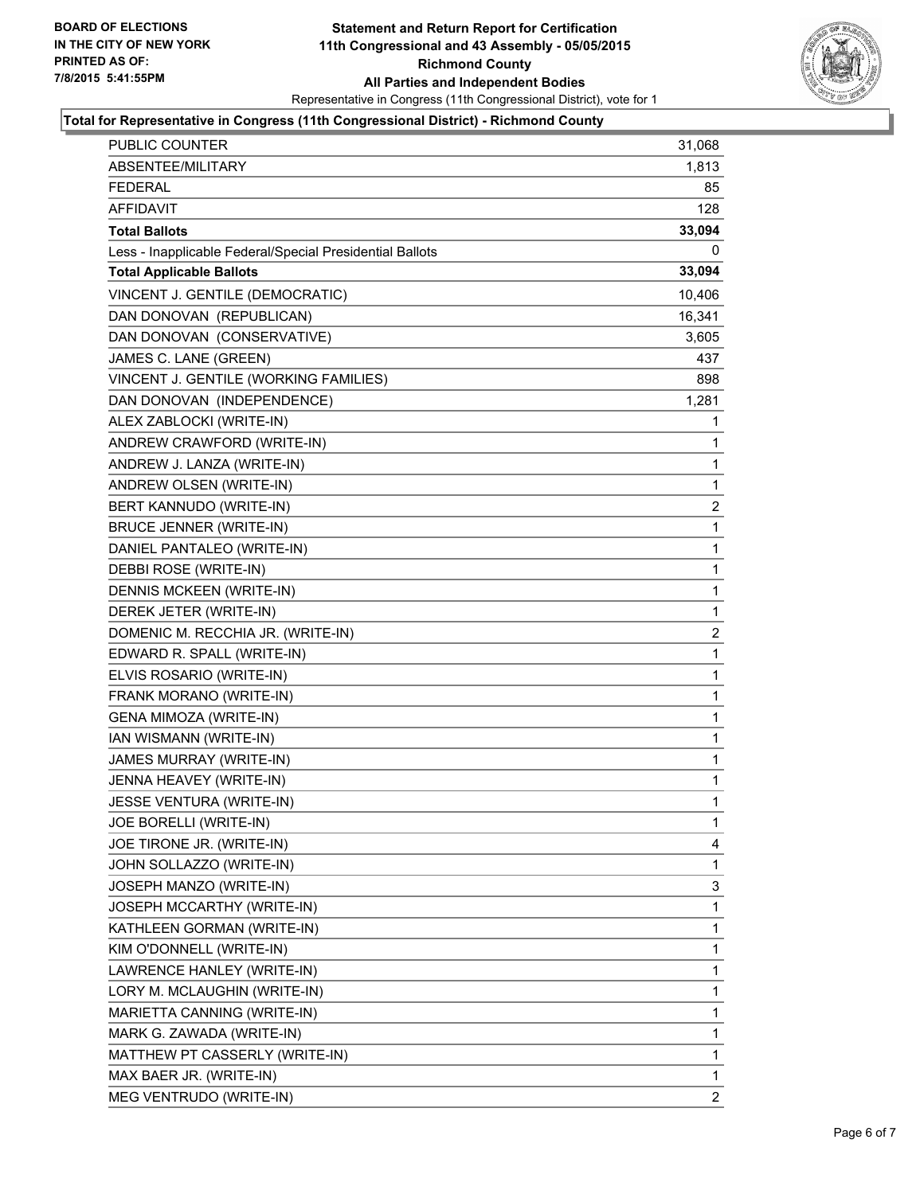BOARD OF ELECTIONS
IN THE CITY OF NEW YORK
PRINTED AS OF:
7/8/2015 5:41:55PM

**Statement and Return Report for Certification**
**11th Congressional and 43 Assembly - 05/05/2015**
**Richmond County**
**All Parties and Independent Bodies**
Representative in Congress (11th Congressional District), vote for 1

**Total for Representative in Congress (11th Congressional District) - Richmond County**

| | |
|---|---|
| PUBLIC COUNTER | 31,068 |
| ABSENTEE/MILITARY | 1,813 |
| FEDERAL | 85 |
| AFFIDAVIT | 128 |
| **Total Ballots** | **33,094** |
| Less - Inapplicable Federal/Special Presidential Ballots | 0 |
| **Total Applicable Ballots** | **33,094** |
| VINCENT J. GENTILE (DEMOCRATIC) | 10,406 |
| DAN DONOVAN (REPUBLICAN) | 16,341 |
| DAN DONOVAN (CONSERVATIVE) | 3,605 |
| JAMES C. LANE (GREEN) | 437 |
| VINCENT J. GENTILE (WORKING FAMILIES) | 898 |
| DAN DONOVAN (INDEPENDENCE) | 1,281 |
| ALEX ZABLOCKI (WRITE-IN) | 1 |
| ANDREW CRAWFORD (WRITE-IN) | 1 |
| ANDREW J. LANZA (WRITE-IN) | 1 |
| ANDREW OLSEN (WRITE-IN) | 1 |
| BERT KANNUDO (WRITE-IN) | 2 |
| BRUCE JENNER (WRITE-IN) | 1 |
| DANIEL PANTALEO (WRITE-IN) | 1 |
| DEBBI ROSE (WRITE-IN) | 1 |
| DENNIS MCKEEN (WRITE-IN) | 1 |
| DEREK JETER (WRITE-IN) | 1 |
| DOMENIC M. RECCHIA JR. (WRITE-IN) | 2 |
| EDWARD R. SPALL (WRITE-IN) | 1 |
| ELVIS ROSARIO (WRITE-IN) | 1 |
| FRANK MORANO (WRITE-IN) | 1 |
| GENA MIMOZA (WRITE-IN) | 1 |
| IAN WISMANN (WRITE-IN) | 1 |
| JAMES MURRAY (WRITE-IN) | 1 |
| JENNA HEAVEY (WRITE-IN) | 1 |
| JESSE VENTURA (WRITE-IN) | 1 |
| JOE BORELLI (WRITE-IN) | 1 |
| JOE TIRONE JR. (WRITE-IN) | 4 |
| JOHN SOLLAZZO (WRITE-IN) | 1 |
| JOSEPH MANZO (WRITE-IN) | 3 |
| JOSEPH MCCARTHY (WRITE-IN) | 1 |
| KATHLEEN GORMAN (WRITE-IN) | 1 |
| KIM O'DONNELL (WRITE-IN) | 1 |
| LAWRENCE HANLEY (WRITE-IN) | 1 |
| LORY M. MCLAUGHIN (WRITE-IN) | 1 |
| MARIETTA CANNING (WRITE-IN) | 1 |
| MARK G. ZAWADA (WRITE-IN) | 1 |
| MATTHEW PT CASSERLY (WRITE-IN) | 1 |
| MAX BAER JR. (WRITE-IN) | 1 |
| MEG VENTRUDO (WRITE-IN) | 2 |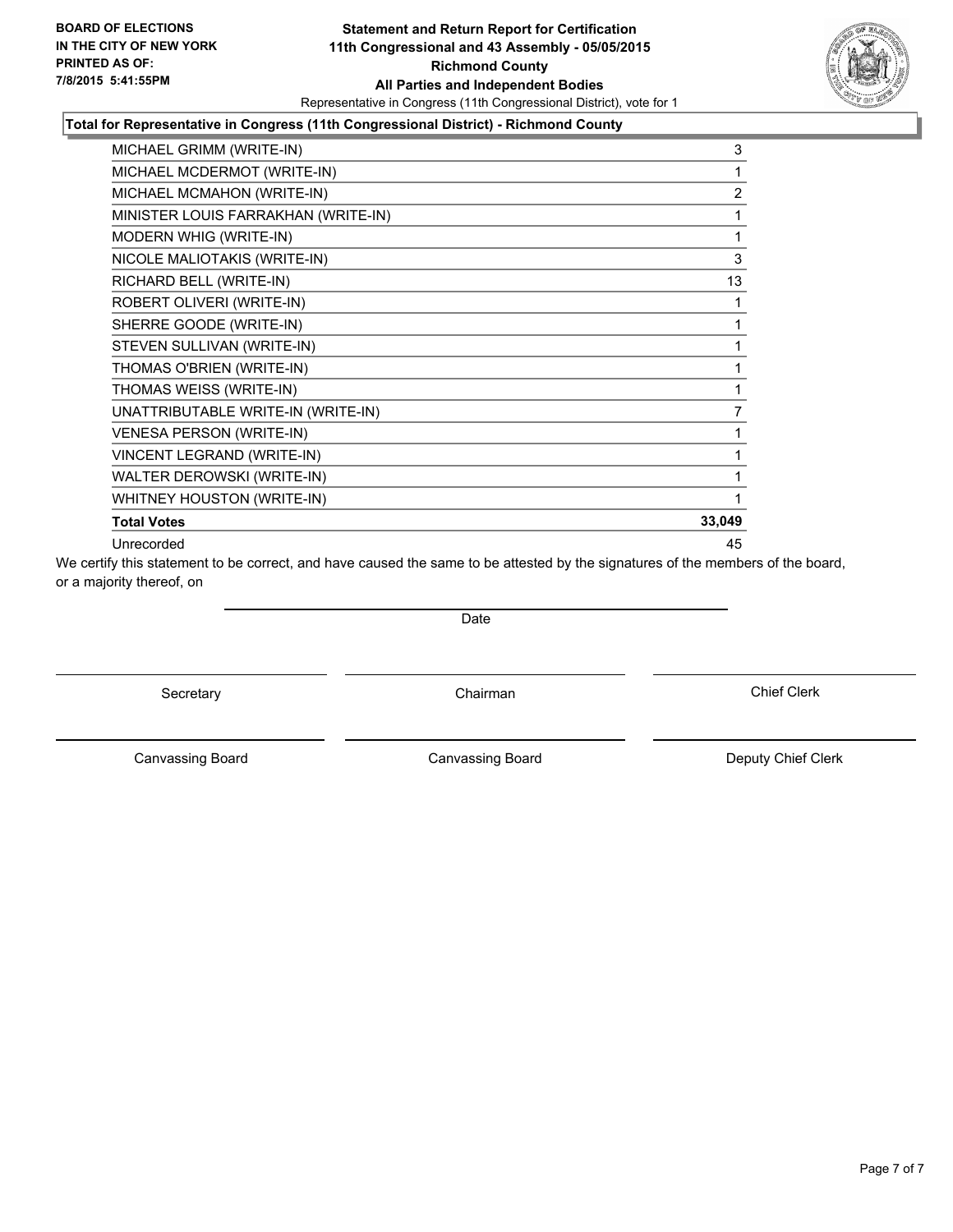**BOARD OF ELECTIONS IN THE CITY OF NEW YORK PRINTED AS OF: 7/8/2015 5:41:55PM**

**Statement and Return Report for Certification**
**11th Congressional and 43 Assembly - 05/05/2015**
**Richmond County**
**All Parties and Independent Bodies**
Representative in Congress (11th Congressional District), vote for 1

**Total for Representative in Congress (11th Congressional District) - Richmond County**

| | |
|---|---|
| MICHAEL GRIMM (WRITE-IN) | 3 |
| MICHAEL MCDERMOT (WRITE-IN) | 1 |
| MICHAEL MCMAHON (WRITE-IN) | 2 |
| MINISTER LOUIS FARRAKHAN (WRITE-IN) | 1 |
| MODERN WHIG (WRITE-IN) | 1 |
| NICOLE MALIOTAKIS (WRITE-IN) | 3 |
| RICHARD BELL (WRITE-IN) | 13 |
| ROBERT OLIVERI (WRITE-IN) | 1 |
| SHERRE GOODE (WRITE-IN) | 1 |
| STEVEN SULLIVAN (WRITE-IN) | 1 |
| THOMAS O'BRIEN (WRITE-IN) | 1 |
| THOMAS WEISS (WRITE-IN) | 1 |
| UNATTRIBUTABLE WRITE-IN (WRITE-IN) | 7 |
| VENESA PERSON (WRITE-IN) | 1 |
| VINCENT LEGRAND (WRITE-IN) | 1 |
| WALTER DEROWSKI (WRITE-IN) | 1 |
| WHITNEY HOUSTON (WRITE-IN) | 1 |
| **Total Votes** | **33,049** |
| Unrecorded | 45 |

We certify this statement to be correct, and have caused the same to be attested by the signatures of the members of the board, or a majority thereof, on

Date

Secretary | Chairman | Chief Clerk

Canvassing Board | Canvassing Board | Deputy Chief Clerk